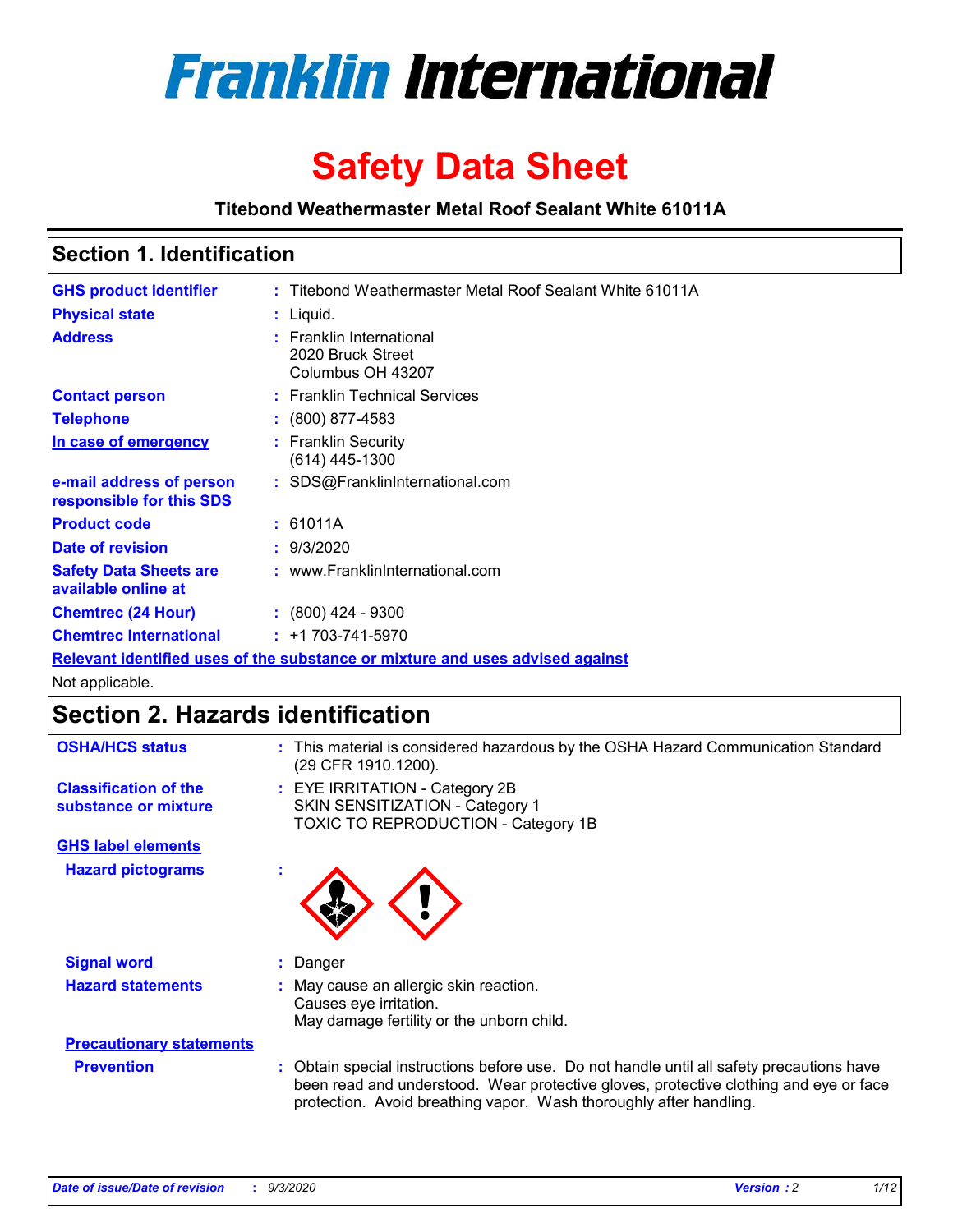# Franklin International

# Safety Data Sheet

**Titebond Weathermaster Metal Roof Sealant White 61011A**

## Section 1. Identification

| | |
|---|---|
| **GHS product identifier** | : Titebond Weathermaster Metal Roof Sealant White 61011A |
| **Physical state** | : Liquid. |
| **Address** | : Franklin International<br>2020 Bruck Street<br>Columbus OH 43207 |
| **Contact person** | : Franklin Technical Services |
| **Telephone** | : (800) 877-4583 |
| **In case of emergency** | : Franklin Security<br>(614) 445-1300 |
| **e-mail address of person responsible for this SDS** | : SDS@FranklinInternational.com |
| **Product code** | : 61011A |
| **Date of revision** | : 9/3/2020 |
| **Safety Data Sheets are available online at** | : www.FranklinInternational.com |
| **Chemtrec (24 Hour)** | : (800) 424 - 9300 |
| **Chemtrec International** | : +1 703-741-5970 |

**Relevant identified uses of the substance or mixture and uses advised against**

Not applicable.

## Section 2. Hazards identification

| | |
|---|---|
| **OSHA/HCS status** | : This material is considered hazardous by the OSHA Hazard Communication Standard (29 CFR 1910.1200). |
| **Classification of the substance or mixture** | : EYE IRRITATION - Category 2B<br>SKIN SENSITIZATION - Category 1<br>TOXIC TO REPRODUCTION - Category 1B |

**GHS label elements**

| | |
|---|---|
| **Hazard pictograms** | : |
| **Signal word** | : Danger |
| **Hazard statements** | : May cause an allergic skin reaction.<br>Causes eye irritation.<br>May damage fertility or the unborn child. |

**Precautionary statements**

| | |
|---|---|
| **Prevention** | : Obtain special instructions before use. Do not handle until all safety precautions have been read and understood. Wear protective gloves, protective clothing and eye or face protection. Avoid breathing vapor. Wash thoroughly after handling. |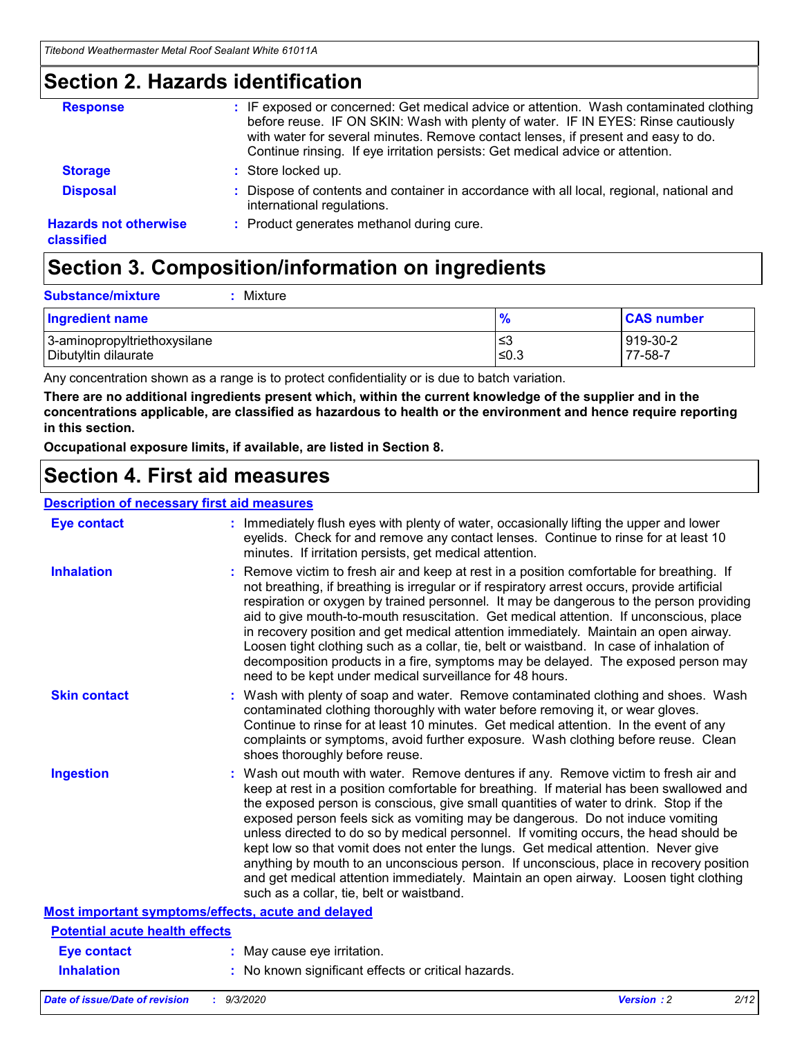## Section 2. Hazards identification

**Response** : IF exposed or concerned: Get medical advice or attention. Wash contaminated clothing before reuse. IF ON SKIN: Wash with plenty of water. IF IN EYES: Rinse cautiously with water for several minutes. Remove contact lenses, if present and easy to do. Continue rinsing. If eye irritation persists: Get medical advice or attention.

**Storage** : Store locked up.

**Disposal** : Dispose of contents and container in accordance with all local, regional, national and international regulations.

**Hazards not otherwise classified** : Product generates methanol during cure.

## Section 3. Composition/information on ingredients

**Substance/mixture** : Mixture

| Ingredient name | % | CAS number |
|---|---|---|
| 3-aminopropyltriethoxysilane | ≤3 | 919-30-2 |
| Dibutyltin dilaurate | ≤0.3 | 77-58-7 |

Any concentration shown as a range is to protect confidentiality or is due to batch variation.

**There are no additional ingredients present which, within the current knowledge of the supplier and in the concentrations applicable, are classified as hazardous to health or the environment and hence require reporting in this section.**

**Occupational exposure limits, if available, are listed in Section 8.**

## Section 4. First aid measures

**Description of necessary first aid measures**

**Eye contact** : Immediately flush eyes with plenty of water, occasionally lifting the upper and lower eyelids. Check for and remove any contact lenses. Continue to rinse for at least 10 minutes. If irritation persists, get medical attention.

**Inhalation** : Remove victim to fresh air and keep at rest in a position comfortable for breathing. If not breathing, if breathing is irregular or if respiratory arrest occurs, provide artificial respiration or oxygen by trained personnel. It may be dangerous to the person providing aid to give mouth-to-mouth resuscitation. Get medical attention. If unconscious, place in recovery position and get medical attention immediately. Maintain an open airway. Loosen tight clothing such as a collar, tie, belt or waistband. In case of inhalation of decomposition products in a fire, symptoms may be delayed. The exposed person may need to be kept under medical surveillance for 48 hours.

**Skin contact** : Wash with plenty of soap and water. Remove contaminated clothing and shoes. Wash contaminated clothing thoroughly with water before removing it, or wear gloves. Continue to rinse for at least 10 minutes. Get medical attention. In the event of any complaints or symptoms, avoid further exposure. Wash clothing before reuse. Clean shoes thoroughly before reuse.

**Ingestion** : Wash out mouth with water. Remove dentures if any. Remove victim to fresh air and keep at rest in a position comfortable for breathing. If material has been swallowed and the exposed person is conscious, give small quantities of water to drink. Stop if the exposed person feels sick as vomiting may be dangerous. Do not induce vomiting unless directed to do so by medical personnel. If vomiting occurs, the head should be kept low so that vomit does not enter the lungs. Get medical attention. Never give anything by mouth to an unconscious person. If unconscious, place in recovery position and get medical attention immediately. Maintain an open airway. Loosen tight clothing such as a collar, tie, belt or waistband.

**Most important symptoms/effects, acute and delayed**

**Potential acute health effects**

**Eye contact** : May cause eye irritation.

**Inhalation** : No known significant effects or critical hazards.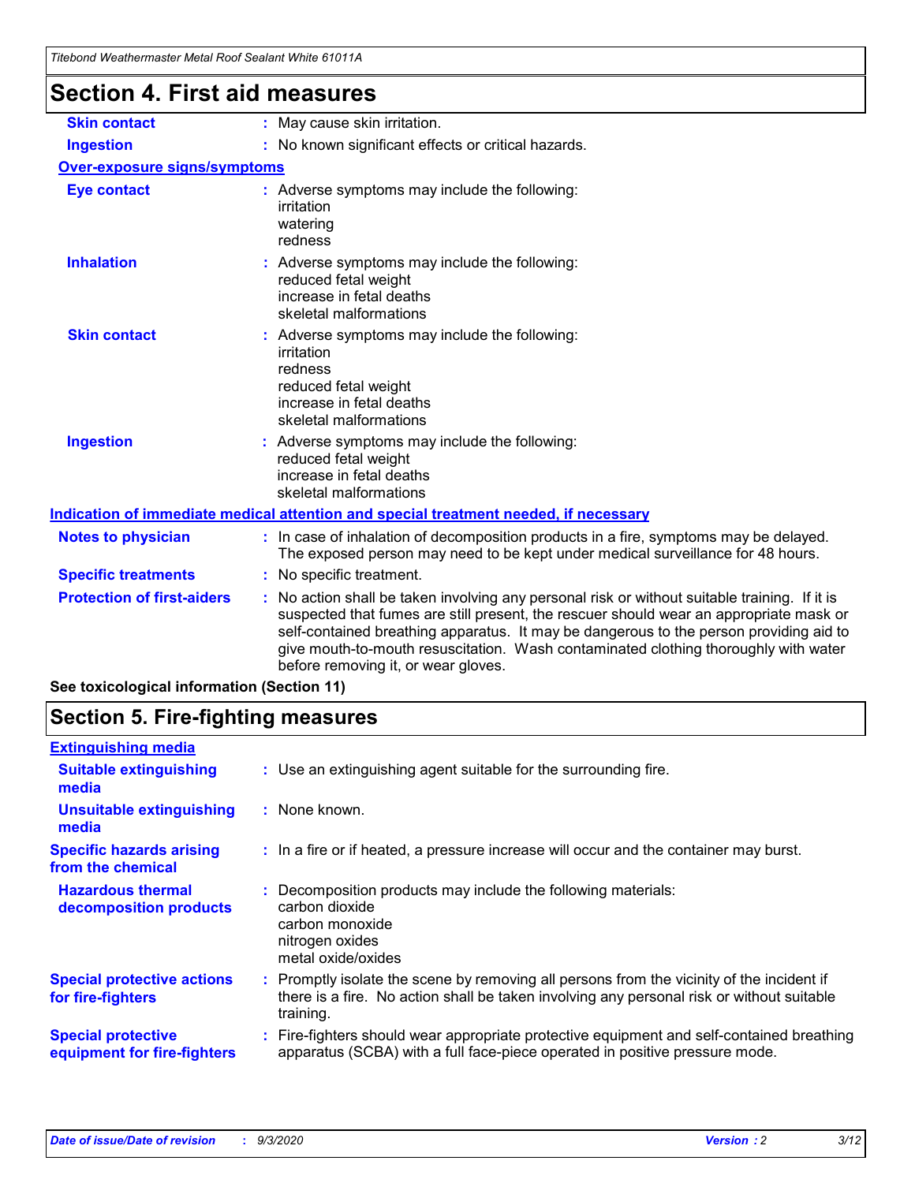# Section 4. First aid measures

| | |
|---|---|
| **Skin contact** | : May cause skin irritation. |
| **Ingestion** | : No known significant effects or critical hazards. |

**Over-exposure signs/symptoms**

| | |
|---|---|
| **Eye contact** | : Adverse symptoms may include the following:<br>irritation<br>watering<br>redness |
| **Inhalation** | : Adverse symptoms may include the following:<br>reduced fetal weight<br>increase in fetal deaths<br>skeletal malformations |
| **Skin contact** | : Adverse symptoms may include the following:<br>irritation<br>redness<br>reduced fetal weight<br>increase in fetal deaths<br>skeletal malformations |
| **Ingestion** | : Adverse symptoms may include the following:<br>reduced fetal weight<br>increase in fetal deaths<br>skeletal malformations |

**Indication of immediate medical attention and special treatment needed, if necessary**

| | |
|---|---|
| **Notes to physician** | : In case of inhalation of decomposition products in a fire, symptoms may be delayed. The exposed person may need to be kept under medical surveillance for 48 hours. |
| **Specific treatments** | : No specific treatment. |
| **Protection of first-aiders** | : No action shall be taken involving any personal risk or without suitable training. If it is suspected that fumes are still present, the rescuer should wear an appropriate mask or self-contained breathing apparatus. It may be dangerous to the person providing aid to give mouth-to-mouth resuscitation. Wash contaminated clothing thoroughly with water before removing it, or wear gloves. |

**See toxicological information (Section 11)**

# Section 5. Fire-fighting measures

**Extinguishing media**

| | |
|---|---|
| **Suitable extinguishing media** | : Use an extinguishing agent suitable for the surrounding fire. |
| **Unsuitable extinguishing media** | : None known. |
| **Specific hazards arising from the chemical** | : In a fire or if heated, a pressure increase will occur and the container may burst. |
| **Hazardous thermal decomposition products** | : Decomposition products may include the following materials:<br>carbon dioxide<br>carbon monoxide<br>nitrogen oxides<br>metal oxide/oxides |
| **Special protective actions for fire-fighters** | : Promptly isolate the scene by removing all persons from the vicinity of the incident if there is a fire. No action shall be taken involving any personal risk or without suitable training. |
| **Special protective equipment for fire-fighters** | : Fire-fighters should wear appropriate protective equipment and self-contained breathing apparatus (SCBA) with a full face-piece operated in positive pressure mode. |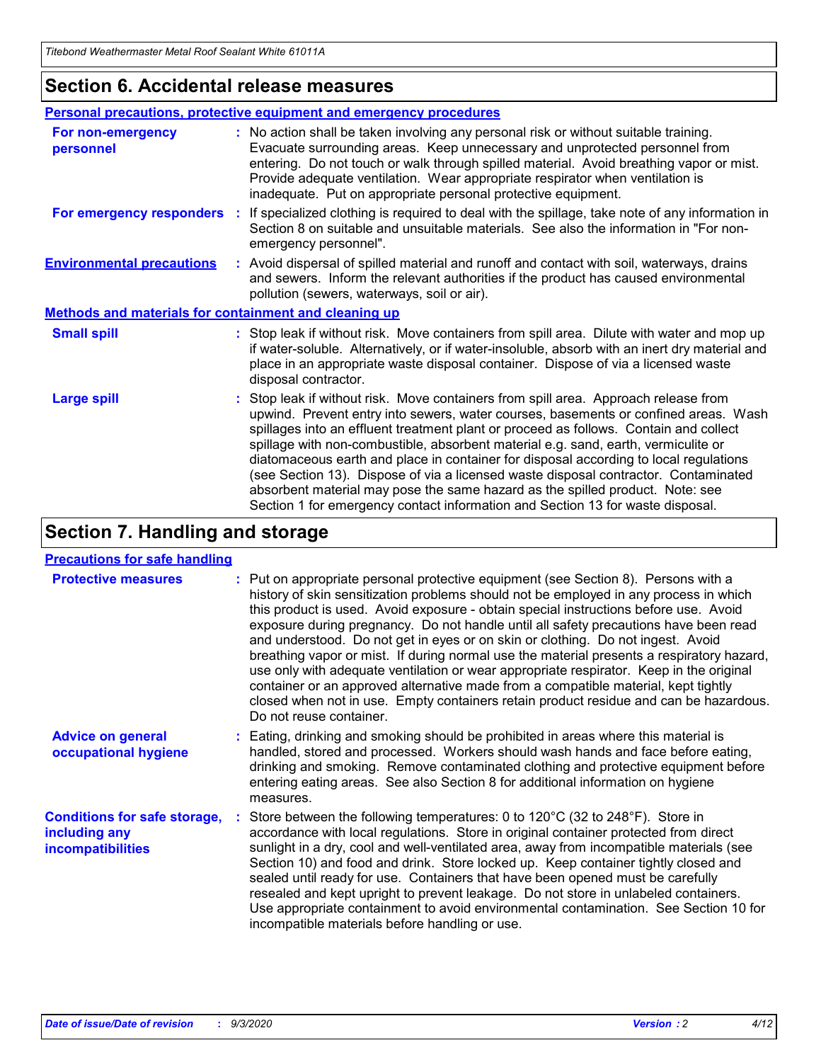## Section 6. Accidental release measures

### Personal precautions, protective equipment and emergency procedures

**For non-emergency personnel** : No action shall be taken involving any personal risk or without suitable training. Evacuate surrounding areas. Keep unnecessary and unprotected personnel from entering. Do not touch or walk through spilled material. Avoid breathing vapor or mist. Provide adequate ventilation. Wear appropriate respirator when ventilation is inadequate. Put on appropriate personal protective equipment.

**For emergency responders** : If specialized clothing is required to deal with the spillage, take note of any information in Section 8 on suitable and unsuitable materials. See also the information in "For non-emergency personnel".

**Environmental precautions** : Avoid dispersal of spilled material and runoff and contact with soil, waterways, drains and sewers. Inform the relevant authorities if the product has caused environmental pollution (sewers, waterways, soil or air).

### Methods and materials for containment and cleaning up

**Small spill** : Stop leak if without risk. Move containers from spill area. Dilute with water and mop up if water-soluble. Alternatively, or if water-insoluble, absorb with an inert dry material and place in an appropriate waste disposal container. Dispose of via a licensed waste disposal contractor.

**Large spill** : Stop leak if without risk. Move containers from spill area. Approach release from upwind. Prevent entry into sewers, water courses, basements or confined areas. Wash spillages into an effluent treatment plant or proceed as follows. Contain and collect spillage with non-combustible, absorbent material e.g. sand, earth, vermiculite or diatomaceous earth and place in container for disposal according to local regulations (see Section 13). Dispose of via a licensed waste disposal contractor. Contaminated absorbent material may pose the same hazard as the spilled product. Note: see Section 1 for emergency contact information and Section 13 for waste disposal.

## Section 7. Handling and storage

### Precautions for safe handling

**Protective measures** : Put on appropriate personal protective equipment (see Section 8). Persons with a history of skin sensitization problems should not be employed in any process in which this product is used. Avoid exposure - obtain special instructions before use. Avoid exposure during pregnancy. Do not handle until all safety precautions have been read and understood. Do not get in eyes or on skin or clothing. Do not ingest. Avoid breathing vapor or mist. If during normal use the material presents a respiratory hazard, use only with adequate ventilation or wear appropriate respirator. Keep in the original container or an approved alternative made from a compatible material, kept tightly closed when not in use. Empty containers retain product residue and can be hazardous. Do not reuse container.

**Advice on general occupational hygiene** : Eating, drinking and smoking should be prohibited in areas where this material is handled, stored and processed. Workers should wash hands and face before eating, drinking and smoking. Remove contaminated clothing and protective equipment before entering eating areas. See also Section 8 for additional information on hygiene measures.

**Conditions for safe storage, including any incompatibilities** : Store between the following temperatures: 0 to 120°C (32 to 248°F). Store in accordance with local regulations. Store in original container protected from direct sunlight in a dry, cool and well-ventilated area, away from incompatible materials (see Section 10) and food and drink. Store locked up. Keep container tightly closed and sealed until ready for use. Containers that have been opened must be carefully resealed and kept upright to prevent leakage. Do not store in unlabeled containers. Use appropriate containment to avoid environmental contamination. See Section 10 for incompatible materials before handling or use.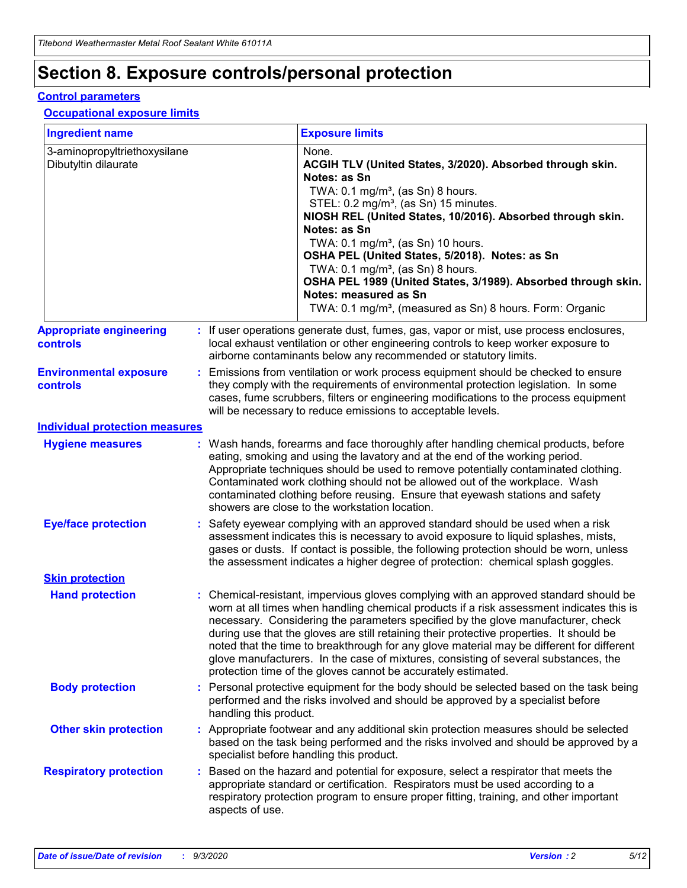# Section 8. Exposure controls/personal protection

## Control parameters

### Occupational exposure limits

| Ingredient name | Exposure limits |
| --- | --- |
| 3-aminopropyltriethoxysilane | None. |
| Dibutyltin dilaurate | **ACGIH TLV (United States, 3/2020). Absorbed through skin. Notes: as Sn**<br>TWA: 0.1 mg/m³, (as Sn) 8 hours.<br>STEL: 0.2 mg/m³, (as Sn) 15 minutes.<br>**NIOSH REL (United States, 10/2016). Absorbed through skin. Notes: as Sn**<br>TWA: 0.1 mg/m³, (as Sn) 10 hours.<br>**OSHA PEL (United States, 5/2018). Notes: as Sn**<br>TWA: 0.1 mg/m³, (as Sn) 8 hours.<br>**OSHA PEL 1989 (United States, 3/1989). Absorbed through skin. Notes: measured as Sn**<br>TWA: 0.1 mg/m³, (measured as Sn) 8 hours. Form: Organic |

**Appropriate engineering controls** : If user operations generate dust, fumes, gas, vapor or mist, use process enclosures, local exhaust ventilation or other engineering controls to keep worker exposure to airborne contaminants below any recommended or statutory limits.

**Environmental exposure controls** : Emissions from ventilation or work process equipment should be checked to ensure they comply with the requirements of environmental protection legislation. In some cases, fume scrubbers, filters or engineering modifications to the process equipment will be necessary to reduce emissions to acceptable levels.

## Individual protection measures

**Hygiene measures** : Wash hands, forearms and face thoroughly after handling chemical products, before eating, smoking and using the lavatory and at the end of the working period. Appropriate techniques should be used to remove potentially contaminated clothing. Contaminated work clothing should not be allowed out of the workplace. Wash contaminated clothing before reusing. Ensure that eyewash stations and safety showers are close to the workstation location.

**Eye/face protection** : Safety eyewear complying with an approved standard should be used when a risk assessment indicates this is necessary to avoid exposure to liquid splashes, mists, gases or dusts. If contact is possible, the following protection should be worn, unless the assessment indicates a higher degree of protection: chemical splash goggles.

### Skin protection

**Hand protection** : Chemical-resistant, impervious gloves complying with an approved standard should be worn at all times when handling chemical products if a risk assessment indicates this is necessary. Considering the parameters specified by the glove manufacturer, check during use that the gloves are still retaining their protective properties. It should be noted that the time to breakthrough for any glove material may be different for different glove manufacturers. In the case of mixtures, consisting of several substances, the protection time of the gloves cannot be accurately estimated.

**Body protection** : Personal protective equipment for the body should be selected based on the task being performed and the risks involved and should be approved by a specialist before handling this product.

**Other skin protection** : Appropriate footwear and any additional skin protection measures should be selected based on the task being performed and the risks involved and should be approved by a specialist before handling this product.

**Respiratory protection** : Based on the hazard and potential for exposure, select a respirator that meets the appropriate standard or certification. Respirators must be used according to a respiratory protection program to ensure proper fitting, training, and other important aspects of use.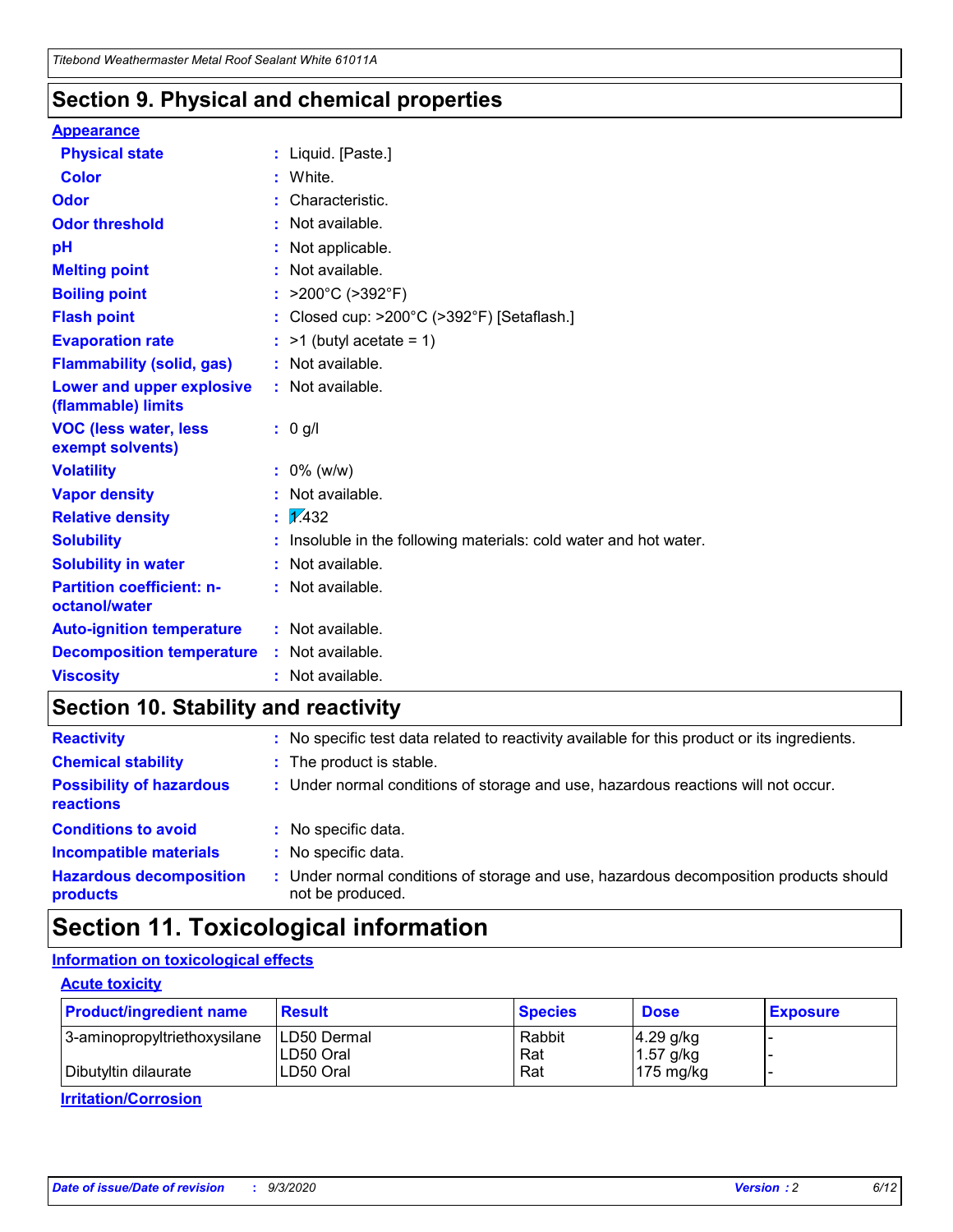## Section 9. Physical and chemical properties

**Appearance**

| | | |
|---|---|---|
| **Physical state** | : | Liquid. [Paste.] |
| **Color** | : | White. |
| **Odor** | : | Characteristic. |
| **Odor threshold** | : | Not available. |
| **pH** | : | Not applicable. |
| **Melting point** | : | Not available. |
| **Boiling point** | : | >200°C (>392°F) |
| **Flash point** | : | Closed cup: >200°C (>392°F) [Setaflash.] |
| **Evaporation rate** | : | >1 (butyl acetate = 1) |
| **Flammability (solid, gas)** | : | Not available. |
| **Lower and upper explosive (flammable) limits** | : | Not available. |
| **VOC (less water, less exempt solvents)** | : | 0 g/l |
| **Volatility** | : | 0% (w/w) |
| **Vapor density** | : | Not available. |
| **Relative density** | : | 1.432 |
| **Solubility** | : | Insoluble in the following materials: cold water and hot water. |
| **Solubility in water** | : | Not available. |
| **Partition coefficient: n-octanol/water** | : | Not available. |
| **Auto-ignition temperature** | : | Not available. |
| **Decomposition temperature** | : | Not available. |
| **Viscosity** | : | Not available. |

## Section 10. Stability and reactivity

| | | |
|---|---|---|
| **Reactivity** | : | No specific test data related to reactivity available for this product or its ingredients. |
| **Chemical stability** | : | The product is stable. |
| **Possibility of hazardous reactions** | : | Under normal conditions of storage and use, hazardous reactions will not occur. |
| **Conditions to avoid** | : | No specific data. |
| **Incompatible materials** | : | No specific data. |
| **Hazardous decomposition products** | : | Under normal conditions of storage and use, hazardous decomposition products should not be produced. |

## Section 11. Toxicological information

**Information on toxicological effects**

**Acute toxicity**

| Product/ingredient name | Result | Species | Dose | Exposure |
|---|---|---|---|---|
| 3-aminopropyltriethoxysilane | LD50 Dermal | Rabbit | 4.29 g/kg | - |
| | LD50 Oral | Rat | 1.57 g/kg | - |
| Dibutyltin dilaurate | LD50 Oral | Rat | 175 mg/kg | - |

**Irritation/Corrosion**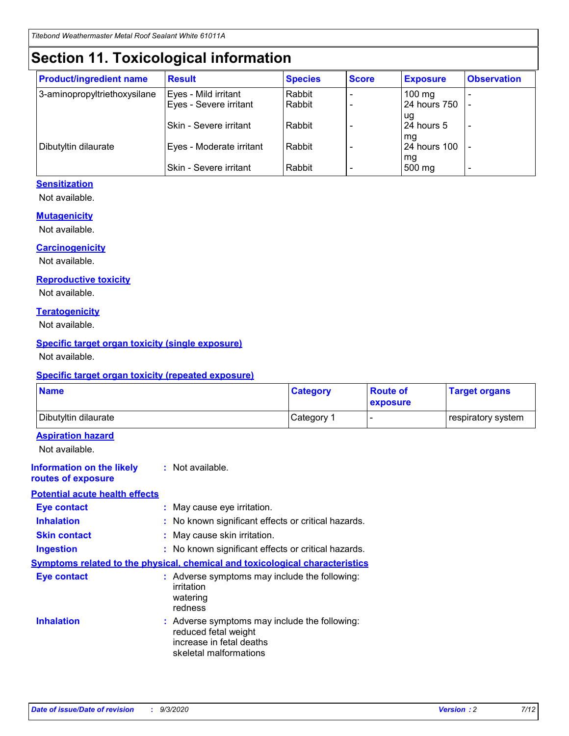# Section 11. Toxicological information

| Product/ingredient name | Result | Species | Score | Exposure | Observation |
|---|---|---|---|---|---|
| 3-aminopropyltriethoxysilane | Eyes - Mild irritant | Rabbit | - | 100 mg | - |
| | Eyes - Severe irritant | Rabbit | - | 24 hours 750 ug | - |
| | Skin - Severe irritant | Rabbit | - | 24 hours 5 mg | - |
| Dibutyltin dilaurate | Eyes - Moderate irritant | Rabbit | - | 24 hours 100 mg | - |
| | Skin - Severe irritant | Rabbit | - | 500 mg | - |

### Sensitization

Not available.

### Mutagenicity

Not available.

### Carcinogenicity

Not available.

### Reproductive toxicity

Not available.

### Teratogenicity

Not available.

### Specific target organ toxicity (single exposure)

Not available.

### Specific target organ toxicity (repeated exposure)

| Name | Category | Route of exposure | Target organs |
|---|---|---|---|
| Dibutyltin dilaurate | Category 1 | - | respiratory system |

### Aspiration hazard

Not available.

**Information on the likely routes of exposure** : Not available.

### Potential acute health effects

**Eye contact** : May cause eye irritation.

**Inhalation** : No known significant effects or critical hazards.

**Skin contact** : May cause skin irritation.

**Ingestion** : No known significant effects or critical hazards.

### Symptoms related to the physical, chemical and toxicological characteristics

**Eye contact** : Adverse symptoms may include the following:
irritation
watering
redness

**Inhalation** : Adverse symptoms may include the following:
reduced fetal weight
increase in fetal deaths
skeletal malformations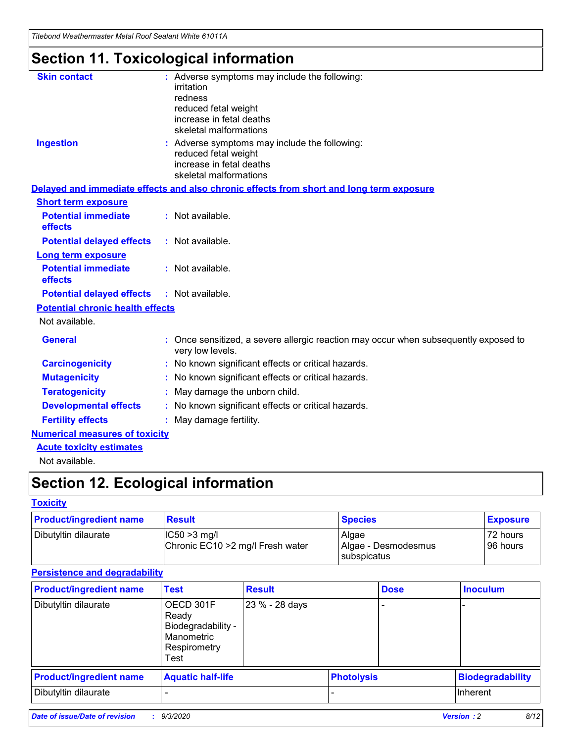# Section 11. Toxicological information

**Skin contact** : Adverse symptoms may include the following:
irritation
redness
reduced fetal weight
increase in fetal deaths
skeletal malformations

**Ingestion** : Adverse symptoms may include the following:
reduced fetal weight
increase in fetal deaths
skeletal malformations

**Delayed and immediate effects and also chronic effects from short and long term exposure**

**Short term exposure**

**Potential immediate effects** : Not available.

**Potential delayed effects** : Not available.

**Long term exposure**

**Potential immediate effects** : Not available.

**Potential delayed effects** : Not available.

**Potential chronic health effects**

Not available.

**General** : Once sensitized, a severe allergic reaction may occur when subsequently exposed to very low levels.

**Carcinogenicity** : No known significant effects or critical hazards.

**Mutagenicity** : No known significant effects or critical hazards.

**Teratogenicity** : May damage the unborn child.

**Developmental effects** : No known significant effects or critical hazards.

**Fertility effects** : May damage fertility.

**Numerical measures of toxicity**

**Acute toxicity estimates**

Not available.

# Section 12. Ecological information

**Toxicity**

| Product/ingredient name | Result | Species | Exposure |
|---|---|---|---|
| Dibutyltin dilaurate | IC50 >3 mg/l<br>Chronic EC10 >2 mg/l Fresh water | Algae<br>Algae - Desmodesmus subspicatus | 72 hours<br>96 hours |

**Persistence and degradability**

| Product/ingredient name | Test | Result | Dose | Inoculum |
|---|---|---|---|---|
| Dibutyltin dilaurate | OECD 301F Ready Biodegradability - Manometric Respirometry Test | 23 % - 28 days | - | - |

| Product/ingredient name | Aquatic half-life | Photolysis | Biodegradability |
|---|---|---|---|
| Dibutyltin dilaurate | - | - | Inherent |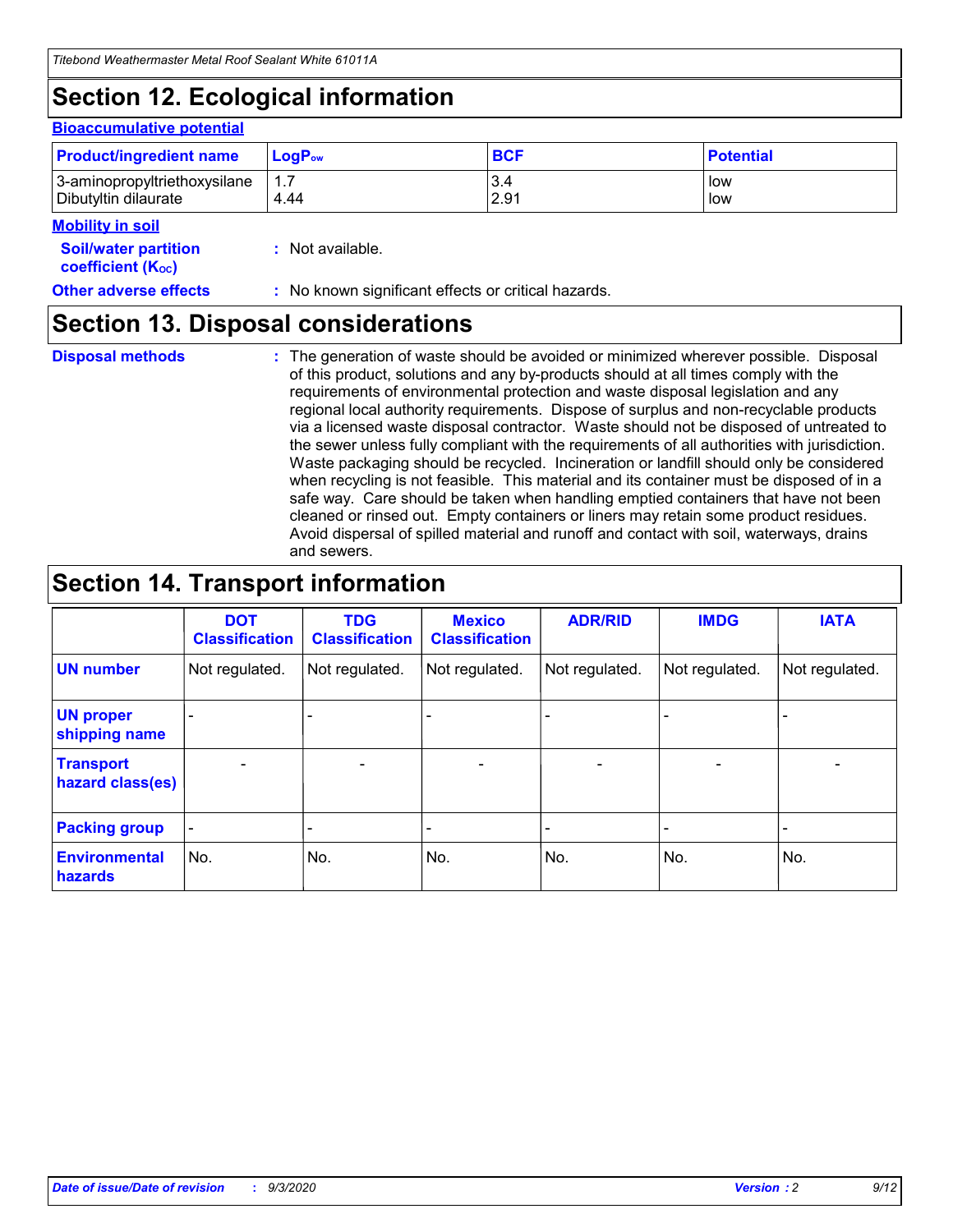# Section 12. Ecological information

### Bioaccumulative potential

| Product/ingredient name | $LogP_{ow}$ | BCF | Potential |
|---|---|---|---|
| 3-aminopropyltriethoxysilane | 1.7 | 3.4 | low |
| Dibutyltin dilaurate | 4.44 | 2.91 | low |

### Mobility in soil

**Soil/water partition coefficient ($K_{OC}$)** : Not available.

**Other adverse effects** : No known significant effects or critical hazards.

# Section 13. Disposal considerations

**Disposal methods** : The generation of waste should be avoided or minimized wherever possible. Disposal of this product, solutions and any by-products should at all times comply with the requirements of environmental protection and waste disposal legislation and any regional local authority requirements. Dispose of surplus and non-recyclable products via a licensed waste disposal contractor. Waste should not be disposed of untreated to the sewer unless fully compliant with the requirements of all authorities with jurisdiction. Waste packaging should be recycled. Incineration or landfill should only be considered when recycling is not feasible. This material and its container must be disposed of in a safe way. Care should be taken when handling emptied containers that have not been cleaned or rinsed out. Empty containers or liners may retain some product residues. Avoid dispersal of spilled material and runoff and contact with soil, waterways, drains and sewers.

# Section 14. Transport information

| | DOT Classification | TDG Classification | Mexico Classification | ADR/RID | IMDG | IATA |
|---|---|---|---|---|---|---|
| UN number | Not regulated. | Not regulated. | Not regulated. | Not regulated. | Not regulated. | Not regulated. |
| UN proper shipping name | - | - | - | - | - | - |
| Transport hazard class(es) | - | - | - | - | - | - |
| Packing group | - | - | - | - | - | - |
| Environmental hazards | No. | No. | No. | No. | No. | No. |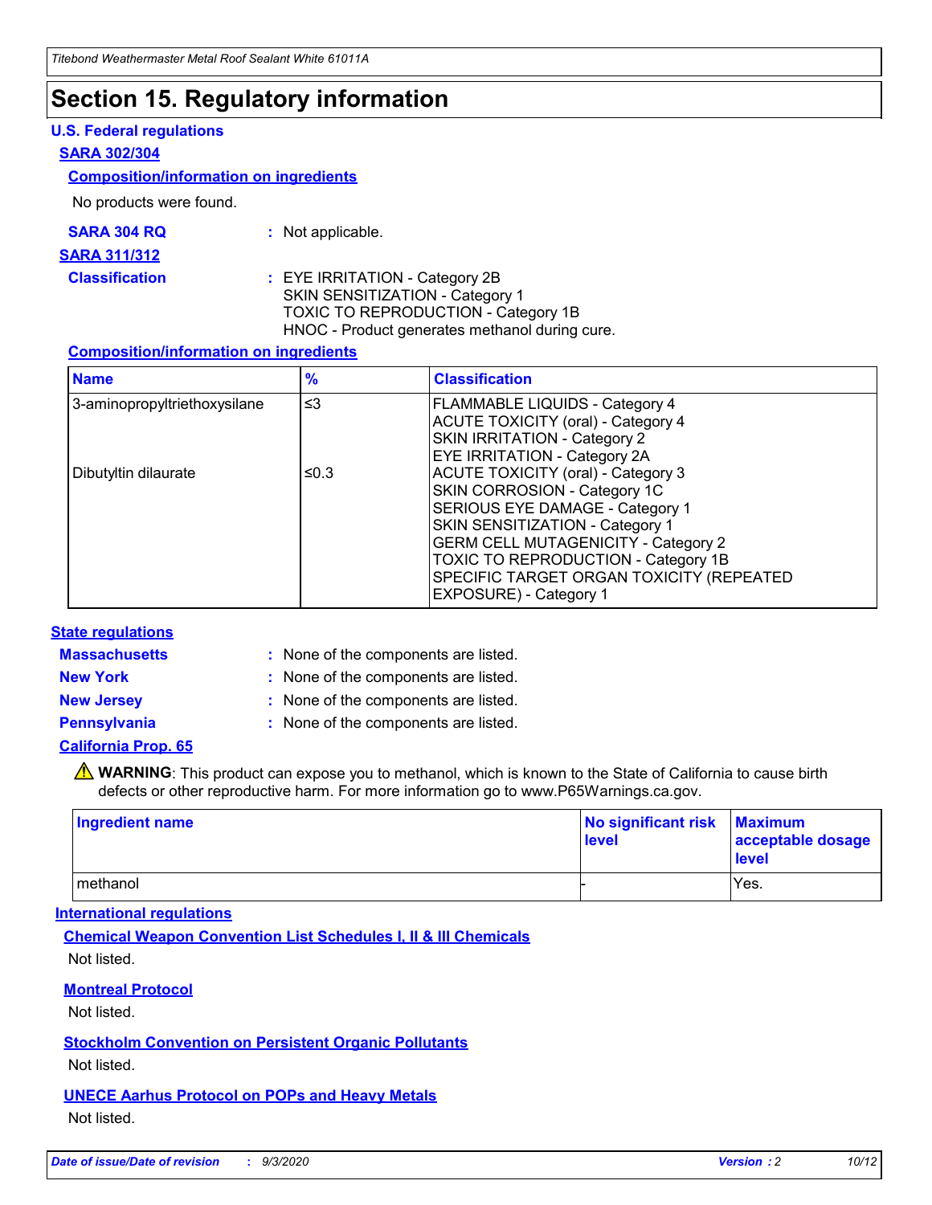# Section 15. Regulatory information

## U.S. Federal regulations

### SARA 302/304

#### Composition/information on ingredients

No products were found.

**SARA 304 RQ** : Not applicable.

### SARA 311/312

**Classification** : EYE IRRITATION - Category 2B
SKIN SENSITIZATION - Category 1
TOXIC TO REPRODUCTION - Category 1B
HNOC - Product generates methanol during cure.

#### Composition/information on ingredients

| Name | % | Classification |
|---|---|---|
| 3-aminopropyltriethoxysilane | ≤3 | FLAMMABLE LIQUIDS - Category 4<br>ACUTE TOXICITY (oral) - Category 4<br>SKIN IRRITATION - Category 2<br>EYE IRRITATION - Category 2A |
| Dibutyltin dilaurate | ≤0.3 | ACUTE TOXICITY (oral) - Category 3<br>SKIN CORROSION - Category 1C<br>SERIOUS EYE DAMAGE - Category 1<br>SKIN SENSITIZATION - Category 1<br>GERM CELL MUTAGENICITY - Category 2<br>TOXIC TO REPRODUCTION - Category 1B<br>SPECIFIC TARGET ORGAN TOXICITY (REPEATED EXPOSURE) - Category 1 |

## State regulations

**Massachusetts** : None of the components are listed.

**New York** : None of the components are listed.

**New Jersey** : None of the components are listed.

**Pennsylvania** : None of the components are listed.

### California Prop. 65

⚠ **WARNING**: This product can expose you to methanol, which is known to the State of California to cause birth defects or other reproductive harm. For more information go to www.P65Warnings.ca.gov.

| Ingredient name | No significant risk level | Maximum acceptable dosage level |
|---|---|---|
| methanol | - | Yes. |

## International regulations

### Chemical Weapon Convention List Schedules I, II & III Chemicals

Not listed.

### Montreal Protocol

Not listed.

### Stockholm Convention on Persistent Organic Pollutants

Not listed.

### UNECE Aarhus Protocol on POPs and Heavy Metals

Not listed.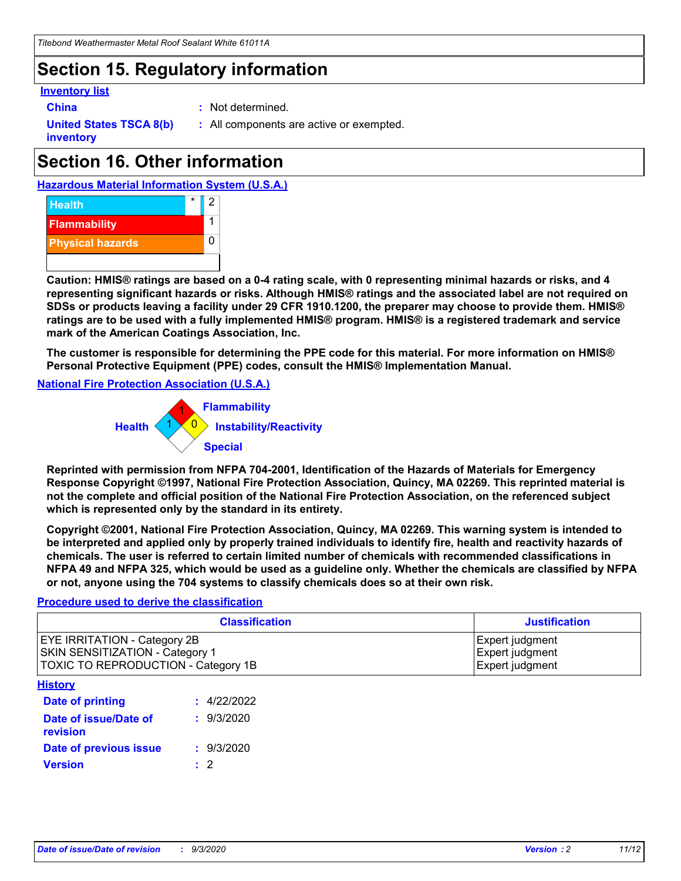## Section 15. Regulatory information

### Inventory list

**China** : Not determined.

**United States TSCA 8(b) inventory** : All components are active or exempted.

## Section 16. Other information

### Hazardous Material Information System (U.S.A.)

| | | |
|---|---|---|
| Health | * | 2 |
| Flammability | | 1 |
| Physical hazards | | 0 |

**Caution: HMIS® ratings are based on a 0-4 rating scale, with 0 representing minimal hazards or risks, and 4 representing significant hazards or risks. Although HMIS® ratings and the associated label are not required on SDSs or products leaving a facility under 29 CFR 1910.1200, the preparer may choose to provide them. HMIS® ratings are to be used with a fully implemented HMIS® program. HMIS® is a registered trademark and service mark of the American Coatings Association, Inc.**

**The customer is responsible for determining the PPE code for this material. For more information on HMIS® Personal Protective Equipment (PPE) codes, consult the HMIS® Implementation Manual.**

### National Fire Protection Association (U.S.A.)

Health: 1
Flammability: 1
Instability/Reactivity: 0
Special:

**Reprinted with permission from NFPA 704-2001, Identification of the Hazards of Materials for Emergency Response Copyright ©1997, National Fire Protection Association, Quincy, MA 02269. This reprinted material is not the complete and official position of the National Fire Protection Association, on the referenced subject which is represented only by the standard in its entirety.**

**Copyright ©2001, National Fire Protection Association, Quincy, MA 02269. This warning system is intended to be interpreted and applied only by properly trained individuals to identify fire, health and reactivity hazards of chemicals. The user is referred to certain limited number of chemicals with recommended classifications in NFPA 49 and NFPA 325, which would be used as a guideline only. Whether the chemicals are classified by NFPA or not, anyone using the 704 systems to classify chemicals does so at their own risk.**

### Procedure used to derive the classification

| Classification | Justification |
|---|---|
| EYE IRRITATION - Category 2B | Expert judgment |
| SKIN SENSITIZATION - Category 1 | Expert judgment |
| TOXIC TO REPRODUCTION - Category 1B | Expert judgment |

### History

**Date of printing** : 4/22/2022

**Date of issue/Date of revision** : 9/3/2020

**Date of previous issue** : 9/3/2020

**Version** : 2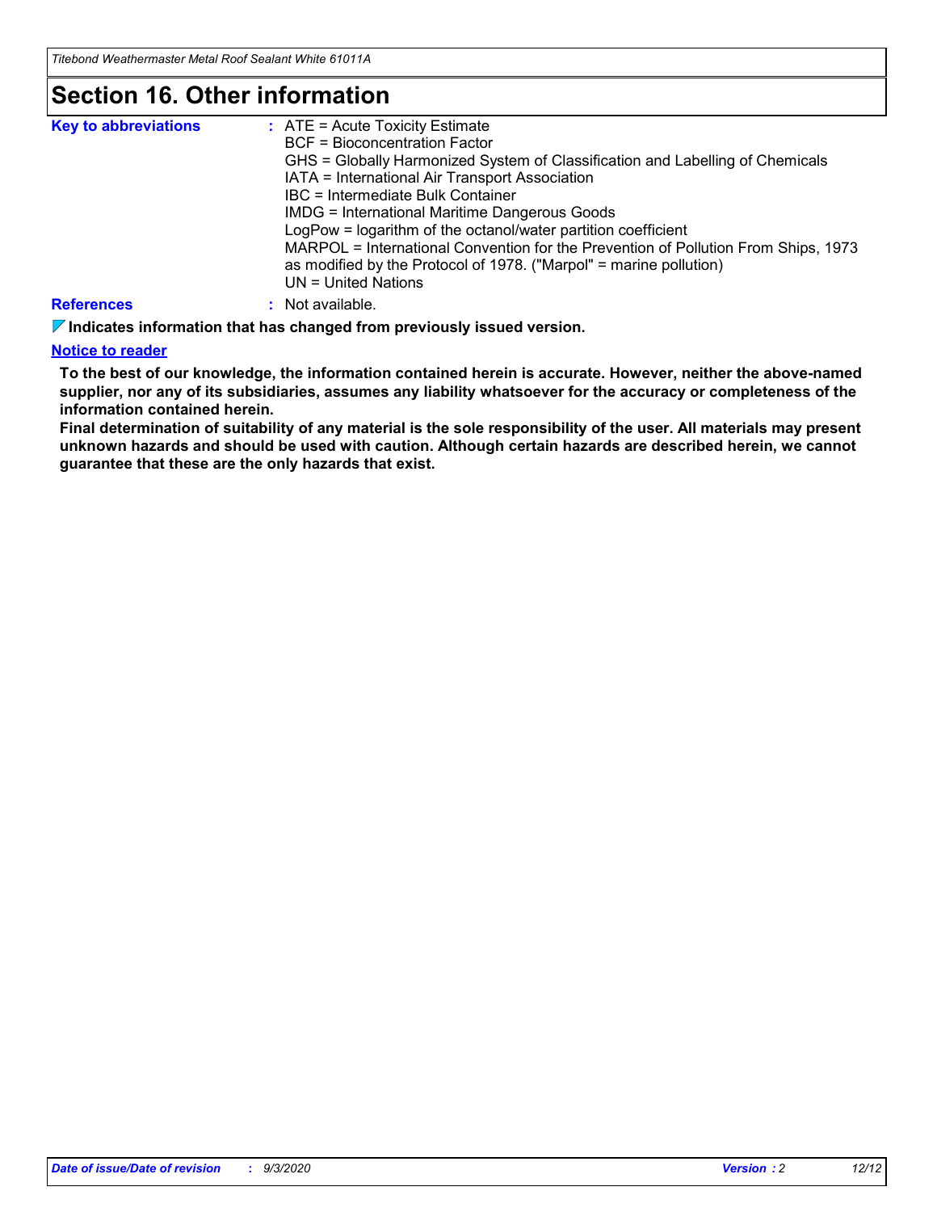# Section 16. Other information

**Key to abbreviations** : ATE = Acute Toxicity Estimate
BCF = Bioconcentration Factor
GHS = Globally Harmonized System of Classification and Labelling of Chemicals
IATA = International Air Transport Association
IBC = Intermediate Bulk Container
IMDG = International Maritime Dangerous Goods
LogPow = logarithm of the octanol/water partition coefficient
MARPOL = International Convention for the Prevention of Pollution From Ships, 1973 as modified by the Protocol of 1978. ("Marpol" = marine pollution)
UN = United Nations

**References** : Not available.

**Indicates information that has changed from previously issued version.**

**Notice to reader**

**To the best of our knowledge, the information contained herein is accurate. However, neither the above-named supplier, nor any of its subsidiaries, assumes any liability whatsoever for the accuracy or completeness of the information contained herein.**

**Final determination of suitability of any material is the sole responsibility of the user. All materials may present unknown hazards and should be used with caution. Although certain hazards are described herein, we cannot guarantee that these are the only hazards that exist.**